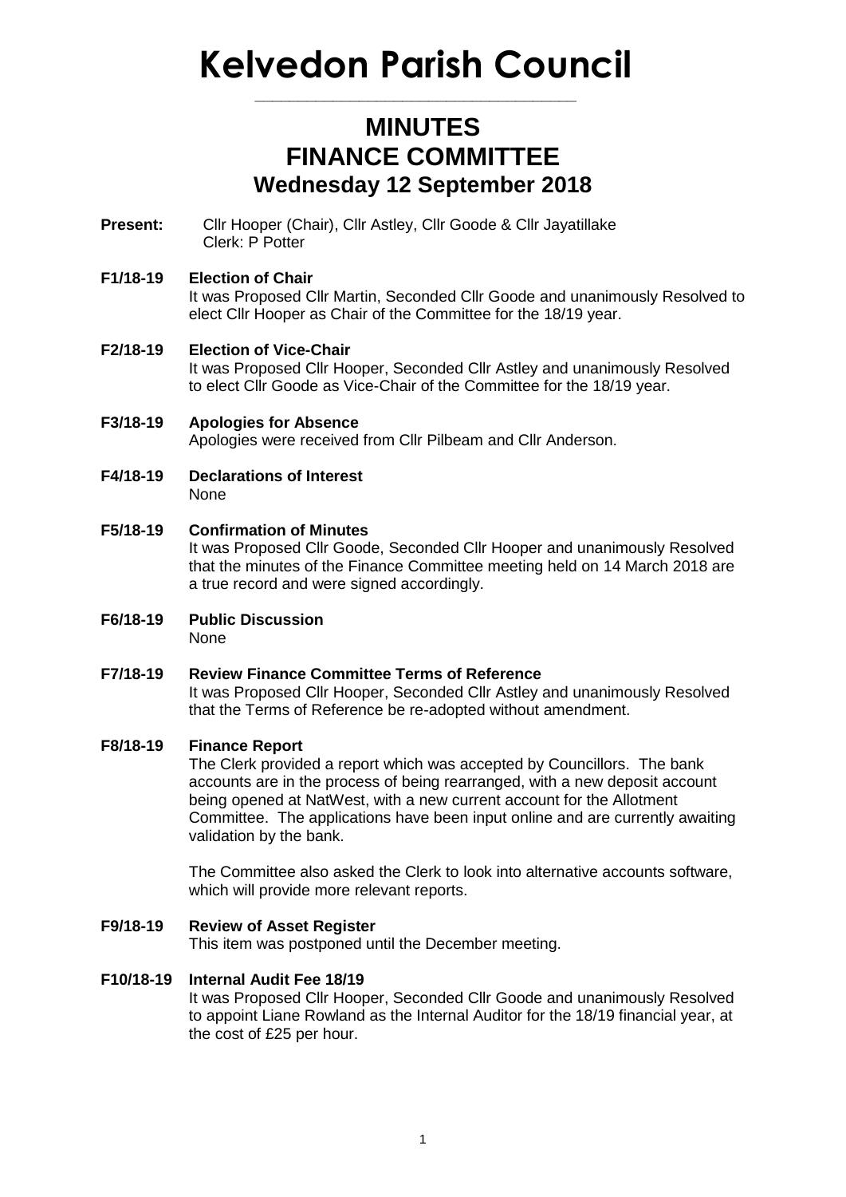# Kelvedon Parish Council

## MINUTES
## FINANCE COMMITTEE
## Wednesday 12 September 2018

**Present:** Cllr Hooper (Chair), Cllr Astley, Cllr Goode & Cllr Jayatillake
Clerk: P Potter

**F1/18-19 Election of Chair**
It was Proposed Cllr Martin, Seconded Cllr Goode and unanimously Resolved to elect Cllr Hooper as Chair of the Committee for the 18/19 year.

**F2/18-19 Election of Vice-Chair**
It was Proposed Cllr Hooper, Seconded Cllr Astley and unanimously Resolved to elect Cllr Goode as Vice-Chair of the Committee for the 18/19 year.

**F3/18-19 Apologies for Absence**
Apologies were received from Cllr Pilbeam and Cllr Anderson.

**F4/18-19 Declarations of Interest**
None

**F5/18-19 Confirmation of Minutes**
It was Proposed Cllr Goode, Seconded Cllr Hooper and unanimously Resolved that the minutes of the Finance Committee meeting held on 14 March 2018 are a true record and were signed accordingly.

**F6/18-19 Public Discussion**
None

**F7/18-19 Review Finance Committee Terms of Reference**
It was Proposed Cllr Hooper, Seconded Cllr Astley and unanimously Resolved that the Terms of Reference be re-adopted without amendment.

**F8/18-19 Finance Report**
The Clerk provided a report which was accepted by Councillors. The bank accounts are in the process of being rearranged, with a new deposit account being opened at NatWest, with a new current account for the Allotment Committee. The applications have been input online and are currently awaiting validation by the bank.

The Committee also asked the Clerk to look into alternative accounts software, which will provide more relevant reports.

**F9/18-19 Review of Asset Register**
This item was postponed until the December meeting.

**F10/18-19 Internal Audit Fee 18/19**
It was Proposed Cllr Hooper, Seconded Cllr Goode and unanimously Resolved to appoint Liane Rowland as the Internal Auditor for the 18/19 financial year, at the cost of £25 per hour.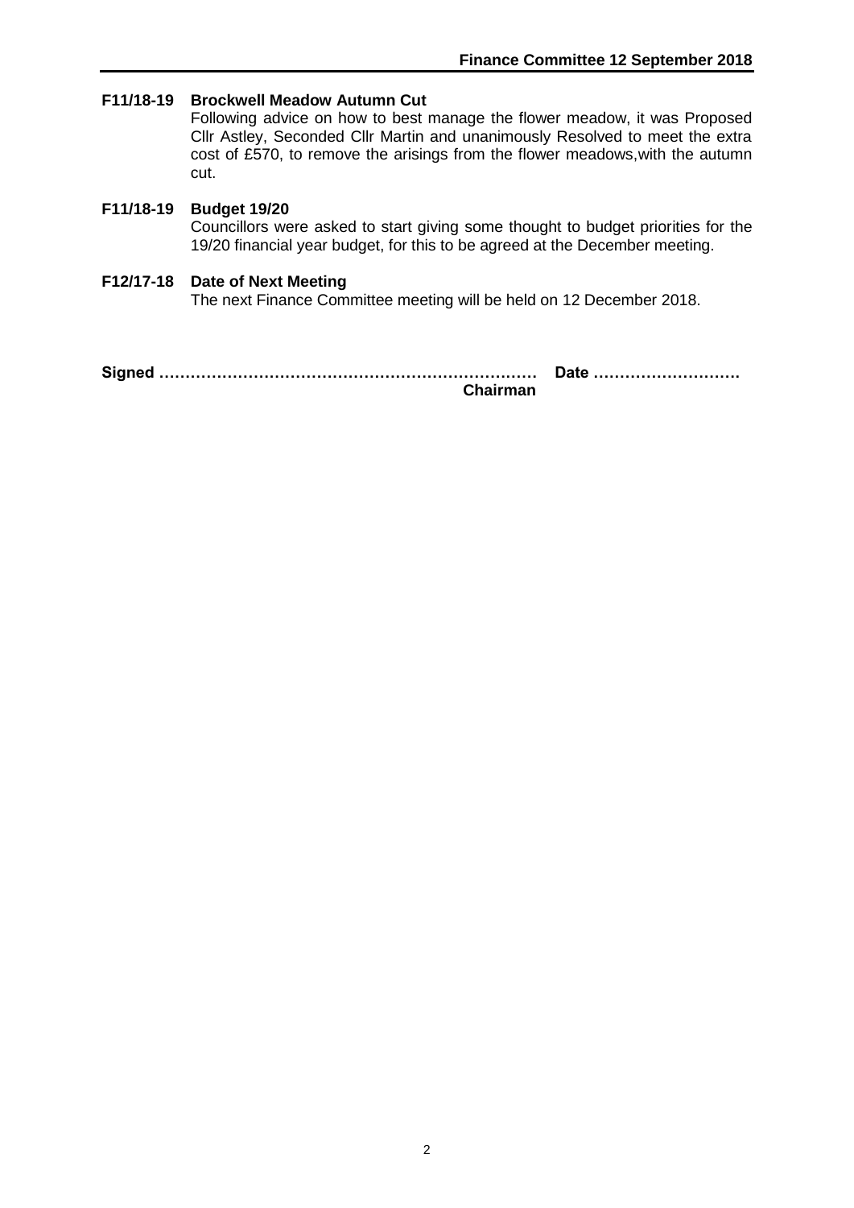**F11/18-19 Brockwell Meadow Autumn Cut**

Following advice on how to best manage the flower meadow, it was Proposed Cllr Astley, Seconded Cllr Martin and unanimously Resolved to meet the extra cost of £570, to remove the arisings from the flower meadows,with the autumn cut.

**F11/18-19 Budget 19/20**

Councillors were asked to start giving some thought to budget priorities for the 19/20 financial year budget, for this to be agreed at the December meeting.

**F12/17-18 Date of Next Meeting**

The next Finance Committee meeting will be held on 12 December 2018.

**Signed ……………………………………………………………… Date ………………………**

**Chairman**